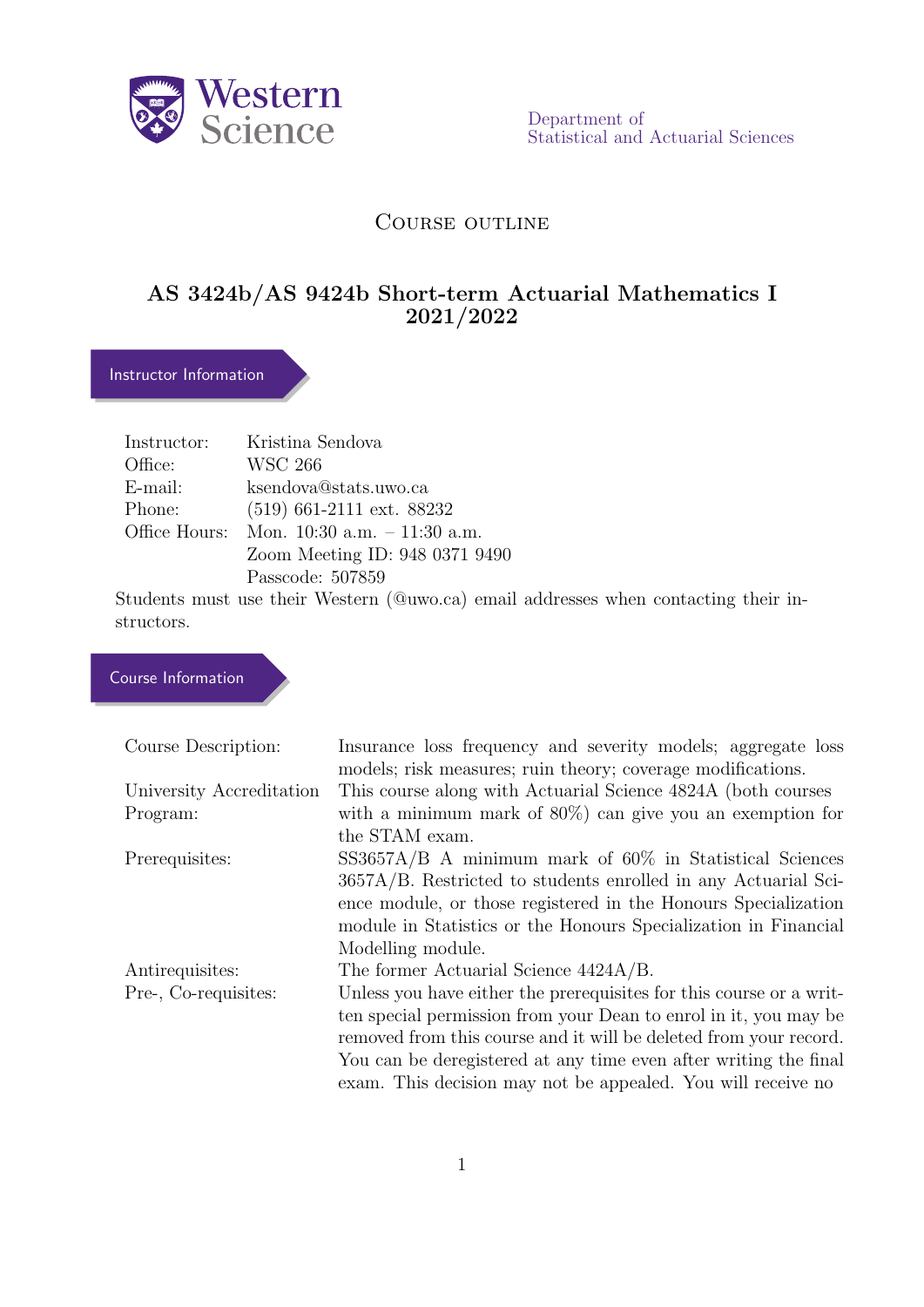Western Science

Department of Statistical and Actuarial Sciences

# Course outline

## AS 3424b/AS 9424b Short-term Actuarial Mathematics I 2021/2022

### Instructor Information

| | |
|---|---|
| Instructor: | Kristina Sendova |
| Office: | WSC 266 |
| E-mail: | ksendova@stats.uwo.ca |
| Phone: | (519) 661-2111 ext. 88232 |
| Office Hours: | Mon. 10:30 a.m. – 11:30 a.m. |
| | Zoom Meeting ID: 948 0371 9490 |
| | Passcode: 507859 |

Students must use their Western (@uwo.ca) email addresses when contacting their instructors.

### Course Information

| | |
|---|---|
| Course Description: | Insurance loss frequency and severity models; aggregate loss models; risk measures; ruin theory; coverage modifications. |
| University Accreditation Program: | This course along with Actuarial Science 4824A (both courses with a minimum mark of 80%) can give you an exemption for the STAM exam. |
| Prerequisites: | SS3657A/B A minimum mark of 60% in Statistical Sciences 3657A/B. Restricted to students enrolled in any Actuarial Science module, or those registered in the Honours Specialization module in Statistics or the Honours Specialization in Financial Modelling module. |
| Antirequisites: | The former Actuarial Science 4424A/B. |
| Pre-, Co-requisites: | Unless you have either the prerequisites for this course or a written special permission from your Dean to enrol in it, you may be removed from this course and it will be deleted from your record. You can be deregistered at any time even after writing the final exam. This decision may not be appealed. You will receive no |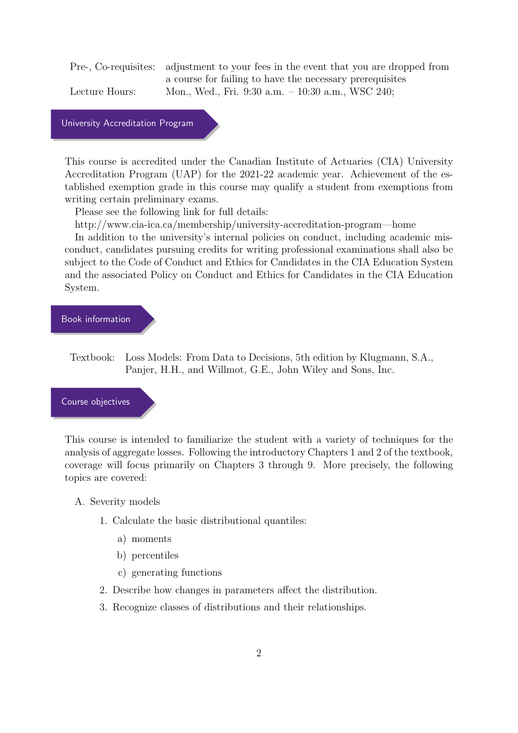| | |
|---|---|
| Pre-, Co-requisites: | adjustment to your fees in the event that you are dropped from a course for failing to have the necessary prerequisites |
| Lecture Hours: | Mon., Wed., Fri. 9:30 a.m. – 10:30 a.m., WSC 240; |

## University Accreditation Program

This course is accredited under the Canadian Institute of Actuaries (CIA) University Accreditation Program (UAP) for the 2021-22 academic year. Achievement of the established exemption grade in this course may qualify a student from exemptions from writing certain preliminary exams.

Please see the following link for full details:

http://www.cia-ica.ca/membership/university-accreditation-program—home

In addition to the university's internal policies on conduct, including academic misconduct, candidates pursuing credits for writing professional examinations shall also be subject to the Code of Conduct and Ethics for Candidates in the CIA Education System and the associated Policy on Conduct and Ethics for Candidates in the CIA Education System.

## Book information

Textbook: Loss Models: From Data to Decisions, 5th edition by Klugmann, S.A., Panjer, H.H., and Willmot, G.E., John Wiley and Sons, Inc.

## Course objectives

This course is intended to familiarize the student with a variety of techniques for the analysis of aggregate losses. Following the introductory Chapters 1 and 2 of the textbook, coverage will focus primarily on Chapters 3 through 9. More precisely, the following topics are covered:

A. Severity models

1. Calculate the basic distributional quantiles:
   a) moments
   b) percentiles
   c) generating functions
2. Describe how changes in parameters affect the distribution.
3. Recognize classes of distributions and their relationships.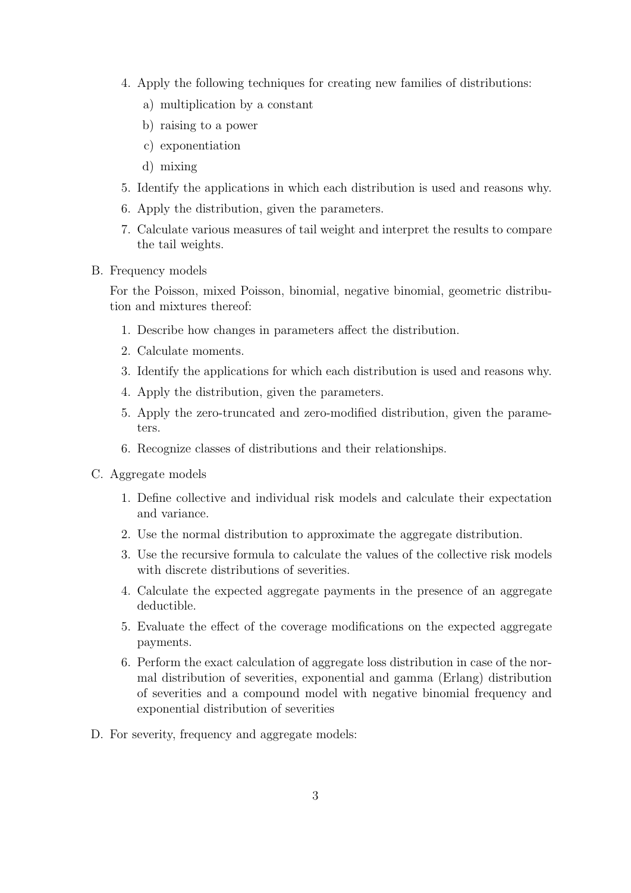4. Apply the following techniques for creating new families of distributions:
   a) multiplication by a constant
   b) raising to a power
   c) exponentiation
   d) mixing
5. Identify the applications in which each distribution is used and reasons why.
6. Apply the distribution, given the parameters.
7. Calculate various measures of tail weight and interpret the results to compare the tail weights.

B. Frequency models

   For the Poisson, mixed Poisson, binomial, negative binomial, geometric distribution and mixtures thereof:

   1. Describe how changes in parameters affect the distribution.
   2. Calculate moments.
   3. Identify the applications for which each distribution is used and reasons why.
   4. Apply the distribution, given the parameters.
   5. Apply the zero-truncated and zero-modified distribution, given the parameters.
   6. Recognize classes of distributions and their relationships.

C. Aggregate models

   1. Define collective and individual risk models and calculate their expectation and variance.
   2. Use the normal distribution to approximate the aggregate distribution.
   3. Use the recursive formula to calculate the values of the collective risk models with discrete distributions of severities.
   4. Calculate the expected aggregate payments in the presence of an aggregate deductible.
   5. Evaluate the effect of the coverage modifications on the expected aggregate payments.
   6. Perform the exact calculation of aggregate loss distribution in case of the normal distribution of severities, exponential and gamma (Erlang) distribution of severities and a compound model with negative binomial frequency and exponential distribution of severities

D. For severity, frequency and aggregate models: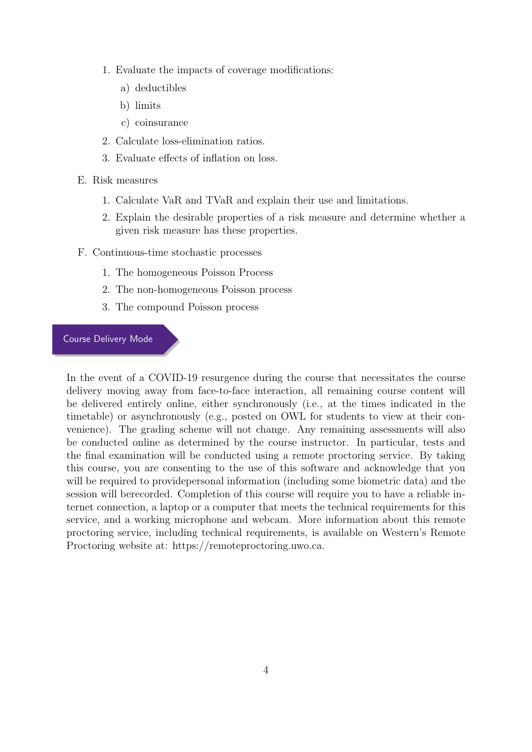1. Evaluate the impacts of coverage modifications:
    a) deductibles
    b) limits
    c) coinsurance
2. Calculate loss-elimination ratios.
3. Evaluate effects of inflation on loss.

E. Risk measures

1. Calculate VaR and TVaR and explain their use and limitations.
2. Explain the desirable properties of a risk measure and determine whether a given risk measure has these properties.

F. Continuous-time stochastic processes

1. The homogeneous Poisson Process
2. The non-homogeneous Poisson process
3. The compound Poisson process

## Course Delivery Mode

In the event of a COVID-19 resurgence during the course that necessitates the course delivery moving away from face-to-face interaction, all remaining course content will be delivered entirely online, either synchronously (i.e., at the times indicated in the timetable) or asynchronously (e.g., posted on OWL for students to view at their convenience). The grading scheme will not change. Any remaining assessments will also be conducted online as determined by the course instructor. In particular, tests and the final examination will be conducted using a remote proctoring service. By taking this course, you are consenting to the use of this software and acknowledge that you will be required to providepersonal information (including some biometric data) and the session will berecorded. Completion of this course will require you to have a reliable internet connection, a laptop or a computer that meets the technical requirements for this service, and a working microphone and webcam. More information about this remote proctoring service, including technical requirements, is available on Western's Remote Proctoring website at: https://remoteproctoring.uwo.ca.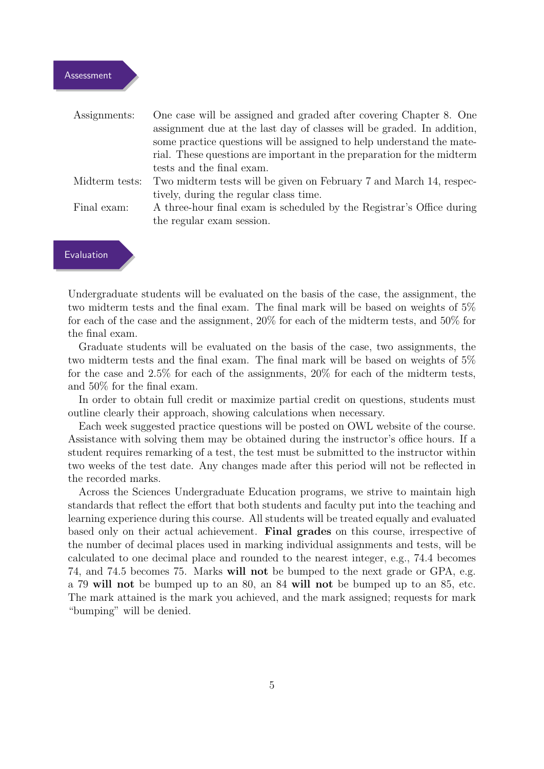## Assessment

| | |
|---|---|
| Assignments: | One case will be assigned and graded after covering Chapter 8. One assignment due at the last day of classes will be graded. In addition, some practice questions will be assigned to help understand the material. These questions are important in the preparation for the midterm tests and the final exam. |
| Midterm tests: | Two midterm tests will be given on February 7 and March 14, respectively, during the regular class time. |
| Final exam: | A three-hour final exam is scheduled by the Registrar's Office during the regular exam session. |

## Evaluation

Undergraduate students will be evaluated on the basis of the case, the assignment, the two midterm tests and the final exam. The final mark will be based on weights of 5% for each of the case and the assignment, 20% for each of the midterm tests, and 50% for the final exam.

Graduate students will be evaluated on the basis of the case, two assignments, the two midterm tests and the final exam. The final mark will be based on weights of 5% for the case and 2.5% for each of the assignments, 20% for each of the midterm tests, and 50% for the final exam.

In order to obtain full credit or maximize partial credit on questions, students must outline clearly their approach, showing calculations when necessary.

Each week suggested practice questions will be posted on OWL website of the course. Assistance with solving them may be obtained during the instructor's office hours. If a student requires remarking of a test, the test must be submitted to the instructor within two weeks of the test date. Any changes made after this period will not be reflected in the recorded marks.

Across the Sciences Undergraduate Education programs, we strive to maintain high standards that reflect the effort that both students and faculty put into the teaching and learning experience during this course. All students will be treated equally and evaluated based only on their actual achievement. **Final grades** on this course, irrespective of the number of decimal places used in marking individual assignments and tests, will be calculated to one decimal place and rounded to the nearest integer, e.g., 74.4 becomes 74, and 74.5 becomes 75. Marks **will not** be bumped to the next grade or GPA, e.g. a 79 **will not** be bumped up to an 80, an 84 **will not** be bumped up to an 85, etc. The mark attained is the mark you achieved, and the mark assigned; requests for mark "bumping" will be denied.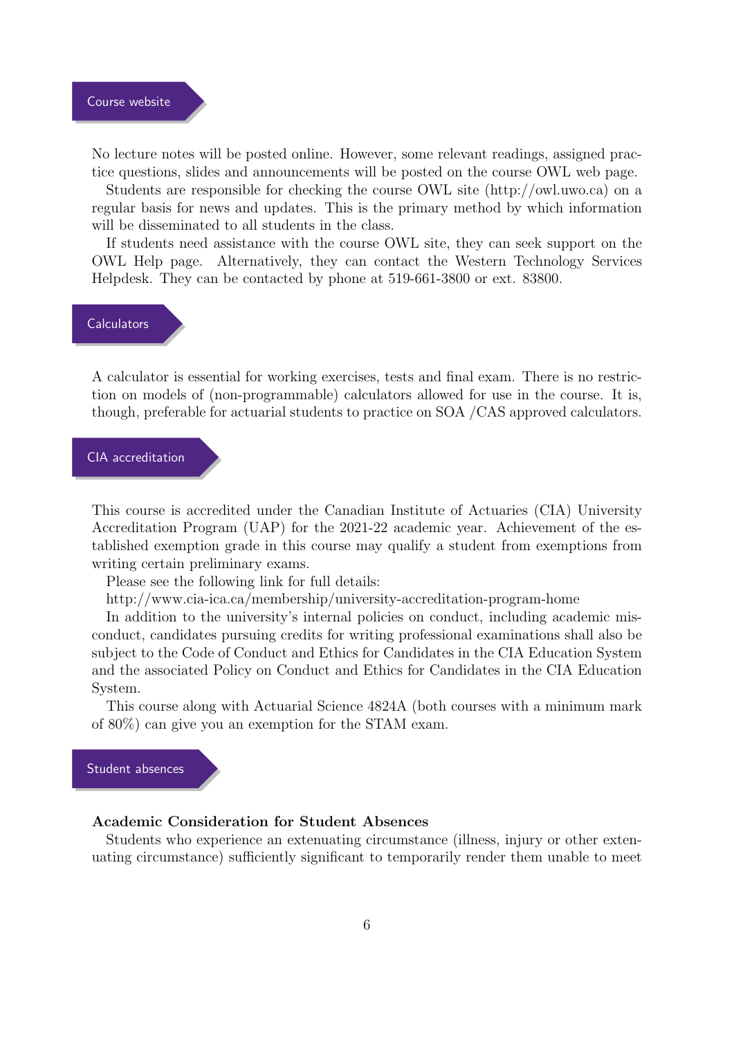## Course website

No lecture notes will be posted online. However, some relevant readings, assigned practice questions, slides and announcements will be posted on the course OWL web page.

Students are responsible for checking the course OWL site (http://owl.uwo.ca) on a regular basis for news and updates. This is the primary method by which information will be disseminated to all students in the class.

If students need assistance with the course OWL site, they can seek support on the OWL Help page. Alternatively, they can contact the Western Technology Services Helpdesk. They can be contacted by phone at 519-661-3800 or ext. 83800.

## Calculators

A calculator is essential for working exercises, tests and final exam. There is no restriction on models of (non-programmable) calculators allowed for use in the course. It is, though, preferable for actuarial students to practice on SOA /CAS approved calculators.

## CIA accreditation

This course is accredited under the Canadian Institute of Actuaries (CIA) University Accreditation Program (UAP) for the 2021-22 academic year. Achievement of the established exemption grade in this course may qualify a student from exemptions from writing certain preliminary exams.

Please see the following link for full details:

http://www.cia-ica.ca/membership/university-accreditation-program-home

In addition to the university's internal policies on conduct, including academic misconduct, candidates pursuing credits for writing professional examinations shall also be subject to the Code of Conduct and Ethics for Candidates in the CIA Education System and the associated Policy on Conduct and Ethics for Candidates in the CIA Education System.

This course along with Actuarial Science 4824A (both courses with a minimum mark of 80%) can give you an exemption for the STAM exam.

## Student absences

**Academic Consideration for Student Absences**

Students who experience an extenuating circumstance (illness, injury or other extenuating circumstance) sufficiently significant to temporarily render them unable to meet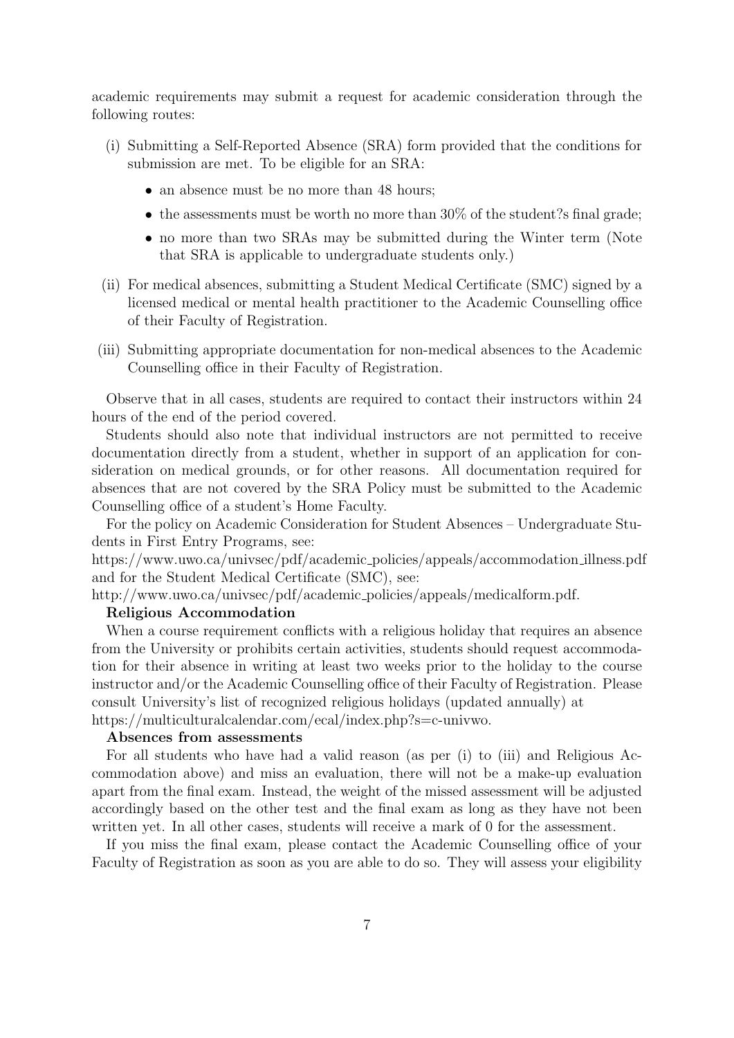academic requirements may submit a request for academic consideration through the following routes:

(i) Submitting a Self-Reported Absence (SRA) form provided that the conditions for submission are met. To be eligible for an SRA:

- an absence must be no more than 48 hours;
- the assessments must be worth no more than 30% of the student?s final grade;
- no more than two SRAs may be submitted during the Winter term (Note that SRA is applicable to undergraduate students only.)

(ii) For medical absences, submitting a Student Medical Certificate (SMC) signed by a licensed medical or mental health practitioner to the Academic Counselling office of their Faculty of Registration.

(iii) Submitting appropriate documentation for non-medical absences to the Academic Counselling office in their Faculty of Registration.

Observe that in all cases, students are required to contact their instructors within 24 hours of the end of the period covered.

Students should also note that individual instructors are not permitted to receive documentation directly from a student, whether in support of an application for consideration on medical grounds, or for other reasons. All documentation required for absences that are not covered by the SRA Policy must be submitted to the Academic Counselling office of a student's Home Faculty.

For the policy on Academic Consideration for Student Absences – Undergraduate Students in First Entry Programs, see:
https://www.uwo.ca/univsec/pdf/academic_policies/appeals/accommodation_illness.pdf
and for the Student Medical Certificate (SMC), see:
http://www.uwo.ca/univsec/pdf/academic_policies/appeals/medicalform.pdf.

**Religious Accommodation**

When a course requirement conflicts with a religious holiday that requires an absence from the University or prohibits certain activities, students should request accommodation for their absence in writing at least two weeks prior to the holiday to the course instructor and/or the Academic Counselling office of their Faculty of Registration. Please consult University's list of recognized religious holidays (updated annually) at
https://multiculturalcalendar.com/ecal/index.php?s=c-univwo.

**Absences from assessments**

For all students who have had a valid reason (as per (i) to (iii) and Religious Accommodation above) and miss an evaluation, there will not be a make-up evaluation apart from the final exam. Instead, the weight of the missed assessment will be adjusted accordingly based on the other test and the final exam as long as they have not been written yet. In all other cases, students will receive a mark of 0 for the assessment.

If you miss the final exam, please contact the Academic Counselling office of your Faculty of Registration as soon as you are able to do so. They will assess your eligibility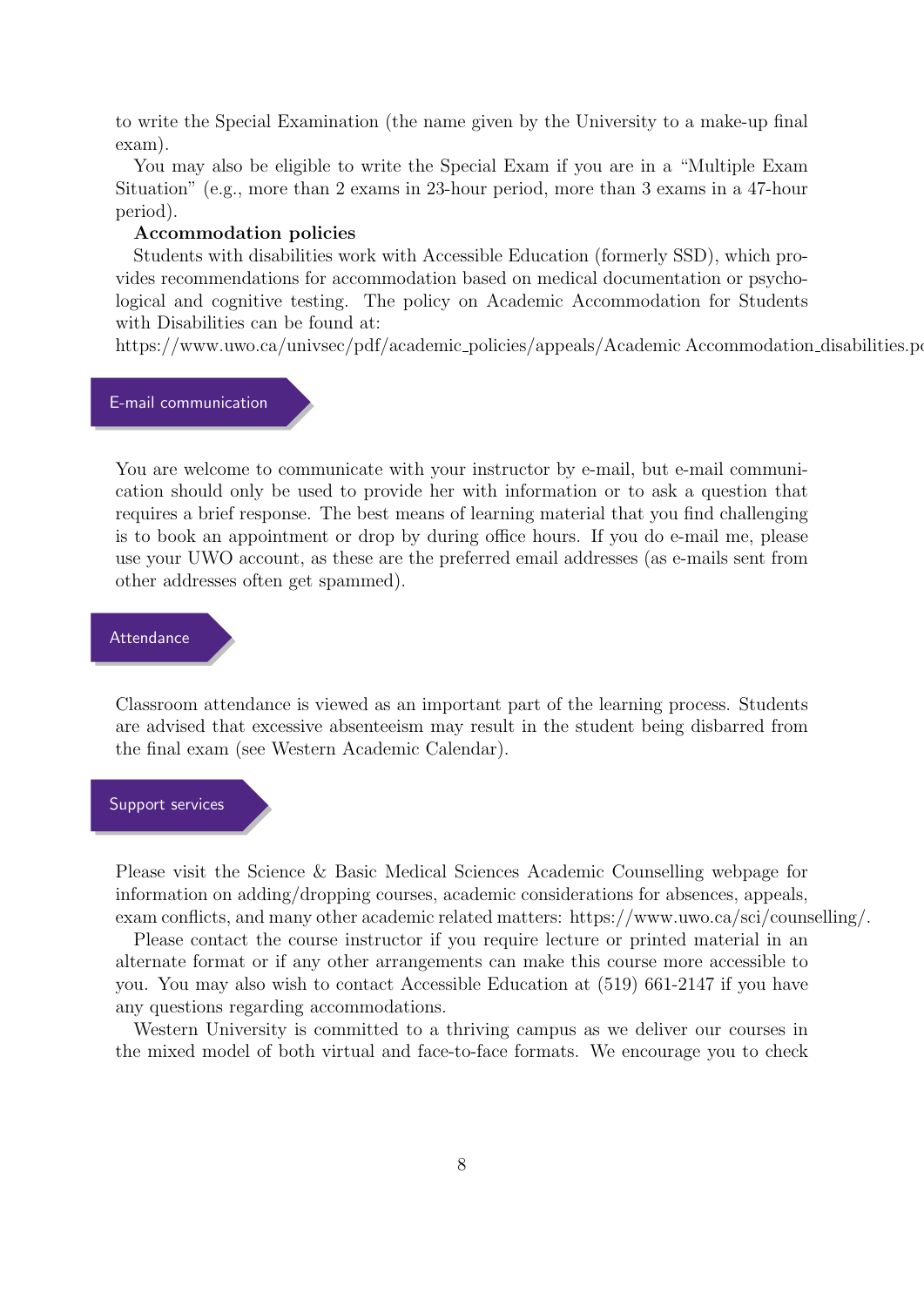to write the Special Examination (the name given by the University to a make-up final exam).

You may also be eligible to write the Special Exam if you are in a "Multiple Exam Situation" (e.g., more than 2 exams in 23-hour period, more than 3 exams in a 47-hour period).

**Accommodation policies**

Students with disabilities work with Accessible Education (formerly SSD), which provides recommendations for accommodation based on medical documentation or psychological and cognitive testing. The policy on Academic Accommodation for Students with Disabilities can be found at:
https://www.uwo.ca/univsec/pdf/academic_policies/appeals/Academic Accommodation_disabilities.pdf

## E-mail communication

You are welcome to communicate with your instructor by e-mail, but e-mail communication should only be used to provide her with information or to ask a question that requires a brief response. The best means of learning material that you find challenging is to book an appointment or drop by during office hours. If you do e-mail me, please use your UWO account, as these are the preferred email addresses (as e-mails sent from other addresses often get spammed).

## Attendance

Classroom attendance is viewed as an important part of the learning process. Students are advised that excessive absenteeism may result in the student being disbarred from the final exam (see Western Academic Calendar).

## Support services

Please visit the Science & Basic Medical Sciences Academic Counselling webpage for information on adding/dropping courses, academic considerations for absences, appeals, exam conflicts, and many other academic related matters: https://www.uwo.ca/sci/counselling/.

Please contact the course instructor if you require lecture or printed material in an alternate format or if any other arrangements can make this course more accessible to you. You may also wish to contact Accessible Education at (519) 661-2147 if you have any questions regarding accommodations.

Western University is committed to a thriving campus as we deliver our courses in the mixed model of both virtual and face-to-face formats. We encourage you to check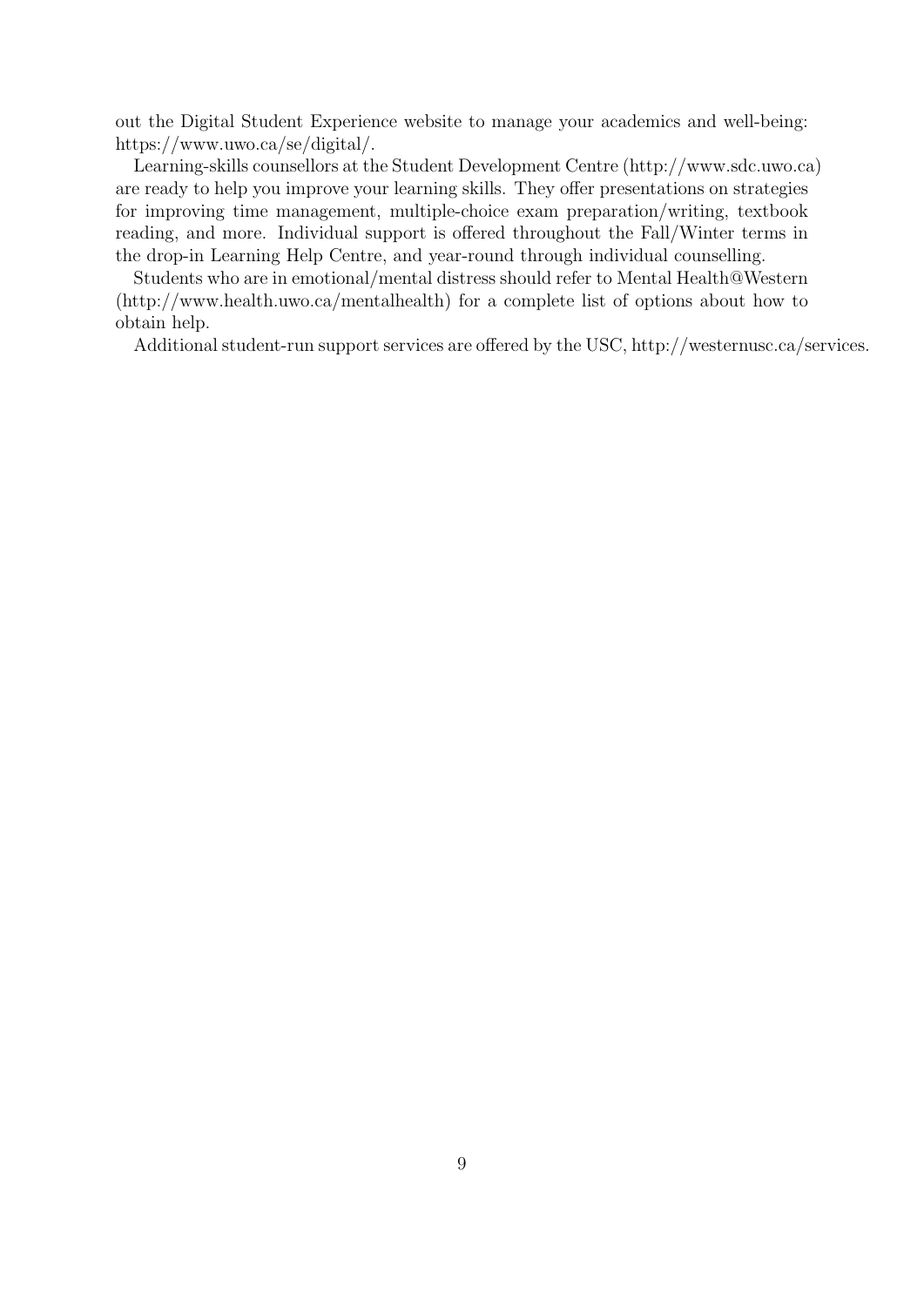out the Digital Student Experience website to manage your academics and well-being: https://www.uwo.ca/se/digital/.

Learning-skills counsellors at the Student Development Centre (http://www.sdc.uwo.ca) are ready to help you improve your learning skills. They offer presentations on strategies for improving time management, multiple-choice exam preparation/writing, textbook reading, and more. Individual support is offered throughout the Fall/Winter terms in the drop-in Learning Help Centre, and year-round through individual counselling.

Students who are in emotional/mental distress should refer to Mental Health@Western (http://www.health.uwo.ca/mentalhealth) for a complete list of options about how to obtain help.

Additional student-run support services are offered by the USC, http://westernusc.ca/services.